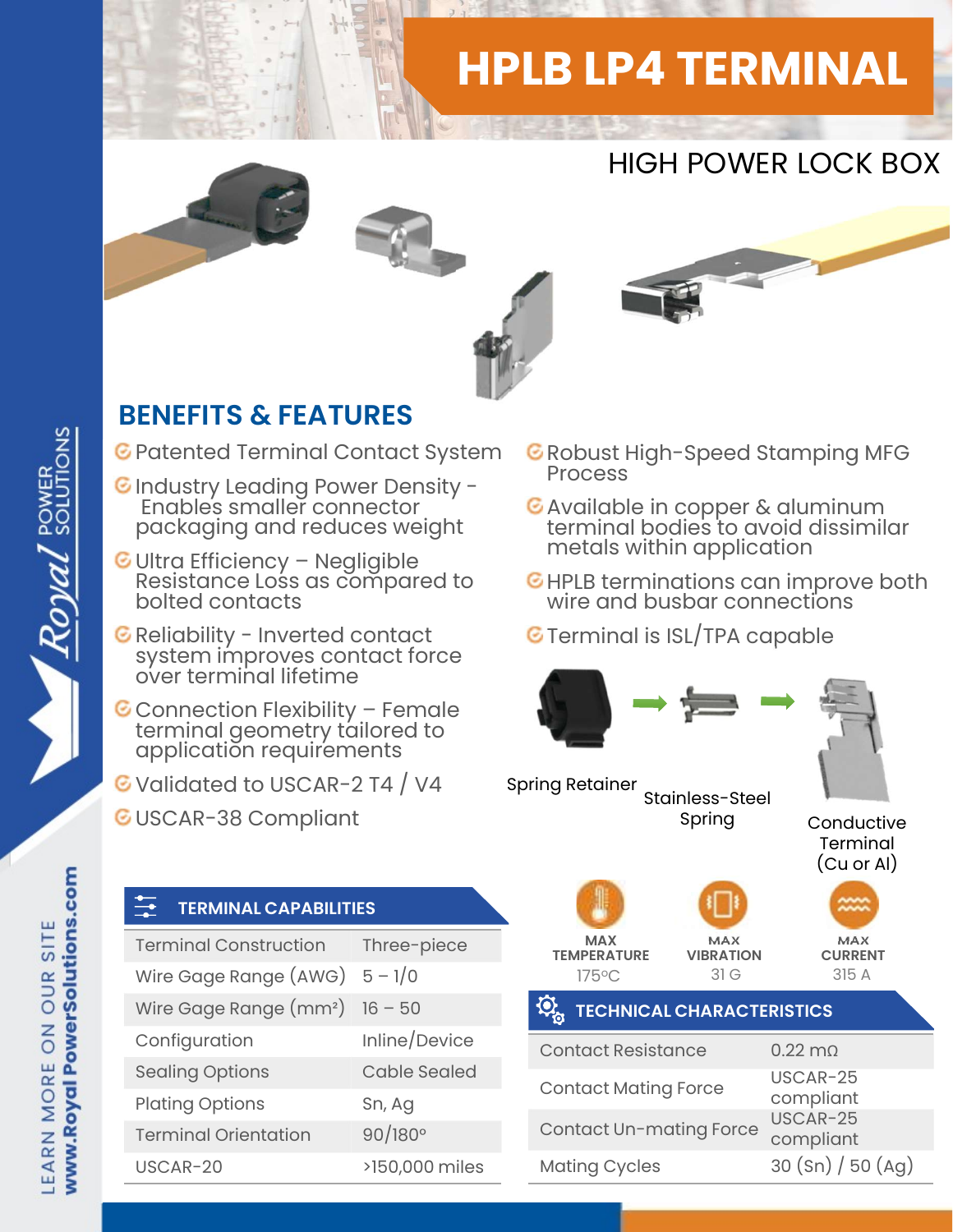# HPLB LP4 TERMINAL

## HIGH POWER LOCK BOX

## BENEFITS & FEATURES

- Patented Terminal Contact System
- Industry Leading Power Density - Enables smaller connector packaging and reduces weight
- Ultra Efficiency – Negligible Resistance Loss as compared to bolted contacts
- Reliability - Inverted contact system improves contact force over terminal lifetime
- Connection Flexibility – Female terminal geometry tailored to application requirements
- Validated to USCAR-2 T4 / V4
- USCAR-38 Compliant
- Robust High-Speed Stamping MFG Process
- Available in copper & aluminum terminal bodies to avoid dissimilar metals within application
- HPLB terminations can improve both wire and busbar connections
- Terminal is ISL/TPA capable

Spring Retainer → Stainless-Steel Spring → Conductive Terminal (Cu or Al)

### TERMINAL CAPABILITIES

| | |
|---|---|
| Terminal Construction | Three-piece |
| Wire Gage Range (AWG) | 5 – 1/0 |
| Wire Gage Range (mm²) | 16 – 50 |
| Configuration | Inline/Device |
| Sealing Options | Cable Sealed |
| Plating Options | Sn, Ag |
| Terminal Orientation | 90/180° |
| USCAR-20 | >150,000 miles |

| MAX TEMPERATURE | MAX VIBRATION | MAX CURRENT |
|---|---|---|
| 175°C | 31 G | 315 A |

### TECHNICAL CHARACTERISTICS

| | |
|---|---|
| Contact Resistance | 0.22 mΩ |
| Contact Mating Force | USCAR-25 compliant |
| Contact Un-mating Force | USCAR-25 compliant |
| Mating Cycles | 30 (Sn) / 50 (Ag) |

Royal POWER SOLUTIONS

LEARN MORE ON OUR SITE www.RoyalPowerSolutions.com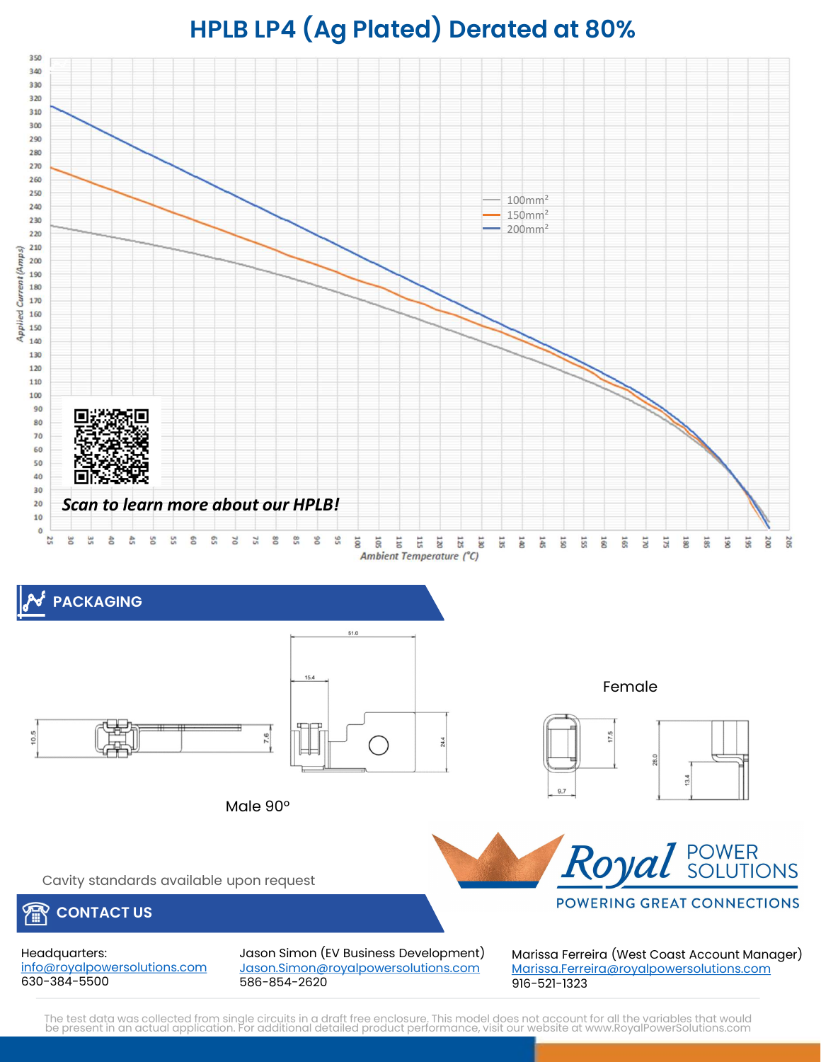# HPLB LP4 (Ag Plated) Derated at 80%

Applied Current (Amps)

350
340
330
320
310
300
290
280
270
260
250
240
230
220
210
200
190
180
170
160
150
140
130
120
110
100
90
80
70
60
50
40
30
20
10
0

25 30 35 40 45 50 55 60 65 70 75 80 85 90 95 100 105 110 115 120 125 130 135 140 145 150 155 160 165 170 175 180 185 190 195 200 205

Ambient Temperature (°C)

100mm²
150mm²
200mm²

*Scan to learn more about our HPLB!*

## PACKAGING

51.0
15.4
10.5
7.6
24.4

Male 90°

Female

17.5
9.7
28.0
13.4

Cavity standards available upon request

Royal POWER SOLUTIONS

POWERING GREAT CONNECTIONS

## CONTACT US

Headquarters:
info@royalpowersolutions.com
630-384-5500

Jason Simon (EV Business Development)
Jason.Simon@royalpowersolutions.com
586-854-2620

Marissa Ferreira (West Coast Account Manager)
Marissa.Ferreira@royalpowersolutions.com
916-521-1323

The test data was collected from single circuits in a draft free enclosure. This model does not account for all the variables that would be present in an actual application. For additional detailed product performance, visit our website at www.RoyalPowerSolutions.com